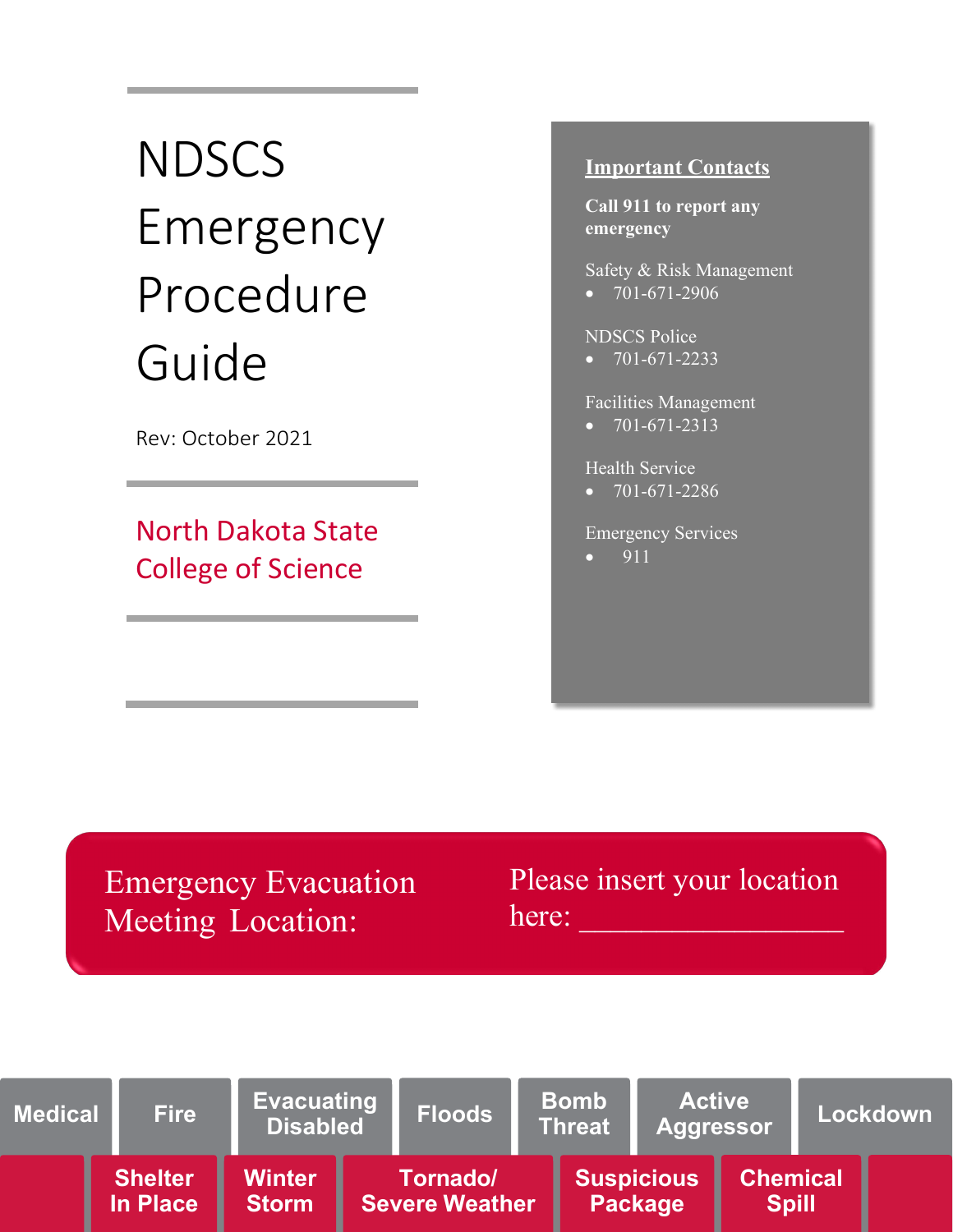# NDSCS Emergency Procedure Guide

Rev: October 2021

North Dakota State College of Science

## Important Contacts

**Call 911 to report any emergency**

Safety & Risk Management
- 701-671-2906

NDSCS Police
- 701-671-2233

Facilities Management
- 701-671-2313

Health Service
- 701-671-2286

Emergency Services
- 911

Emergency Evacuation Meeting Location:

Please insert your location here: ___________________

Medical | Fire | Evacuating Disabled | Floods | Bomb Threat | Active Aggressor | Lockdown

Shelter In Place | Winter Storm | Tornado/ Severe Weather | Suspicious Package | Chemical Spill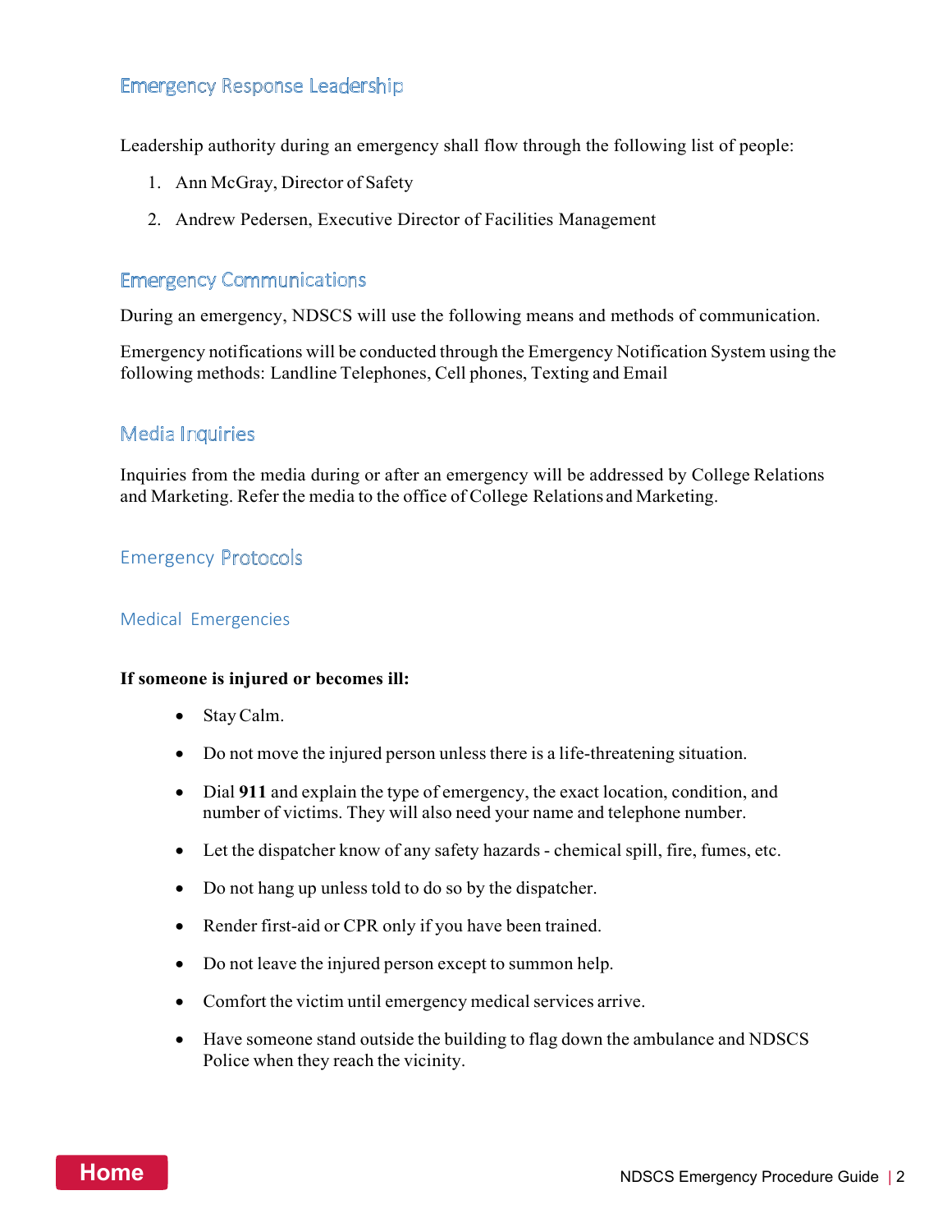## Emergency Response Leadership

Leadership authority during an emergency shall flow through the following list of people:

1. Ann McGray, Director of Safety
2. Andrew Pedersen, Executive Director of Facilities Management

## Emergency Communications

During an emergency, NDSCS will use the following means and methods of communication.

Emergency notifications will be conducted through the Emergency Notification System using the following methods: Landline Telephones, Cell phones, Texting and Email

## Media Inquiries

Inquiries from the media during or after an emergency will be addressed by College Relations and Marketing. Refer the media to the office of College Relations and Marketing.

## Emergency Protocols

### Medical Emergencies

**If someone is injured or becomes ill:**

- Stay Calm.
- Do not move the injured person unless there is a life-threatening situation.
- Dial **911** and explain the type of emergency, the exact location, condition, and number of victims. They will also need your name and telephone number.
- Let the dispatcher know of any safety hazards - chemical spill, fire, fumes, etc.
- Do not hang up unless told to do so by the dispatcher.
- Render first-aid or CPR only if you have been trained.
- Do not leave the injured person except to summon help.
- Comfort the victim until emergency medical services arrive.
- Have someone stand outside the building to flag down the ambulance and NDSCS Police when they reach the vicinity.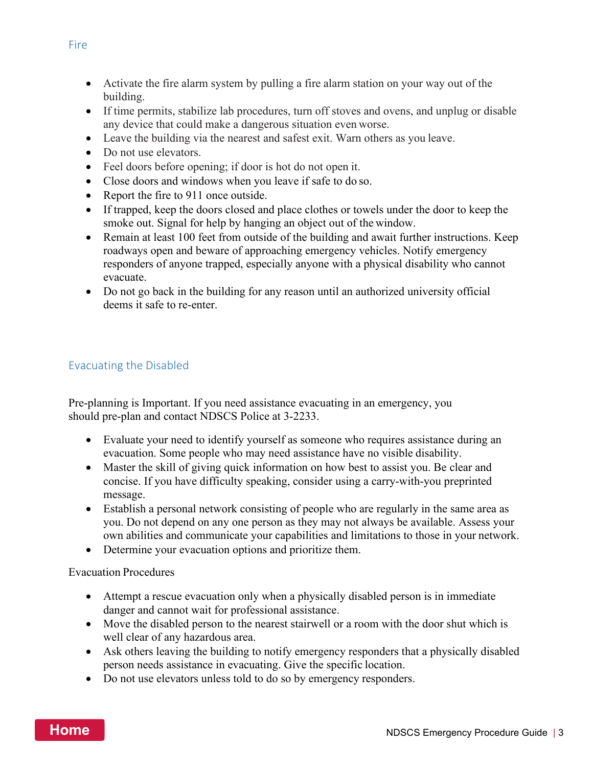## Fire

- Activate the fire alarm system by pulling a fire alarm station on your way out of the building.
- If time permits, stabilize lab procedures, turn off stoves and ovens, and unplug or disable any device that could make a dangerous situation even worse.
- Leave the building via the nearest and safest exit. Warn others as you leave.
- Do not use elevators.
- Feel doors before opening; if door is hot do not open it.
- Close doors and windows when you leave if safe to do so.
- Report the fire to 911 once outside.
- If trapped, keep the doors closed and place clothes or towels under the door to keep the smoke out. Signal for help by hanging an object out of the window.
- Remain at least 100 feet from outside of the building and await further instructions. Keep roadways open and beware of approaching emergency vehicles. Notify emergency responders of anyone trapped, especially anyone with a physical disability who cannot evacuate.
- Do not go back in the building for any reason until an authorized university official deems it safe to re-enter.

## Evacuating the Disabled

Pre-planning is Important. If you need assistance evacuating in an emergency, you should pre-plan and contact NDSCS Police at 3-2233.

- Evaluate your need to identify yourself as someone who requires assistance during an evacuation. Some people who may need assistance have no visible disability.
- Master the skill of giving quick information on how best to assist you. Be clear and concise. If you have difficulty speaking, consider using a carry-with-you preprinted message.
- Establish a personal network consisting of people who are regularly in the same area as you. Do not depend on any one person as they may not always be available. Assess your own abilities and communicate your capabilities and limitations to those in your network.
- Determine your evacuation options and prioritize them.

Evacuation Procedures

- Attempt a rescue evacuation only when a physically disabled person is in immediate danger and cannot wait for professional assistance.
- Move the disabled person to the nearest stairwell or a room with the door shut which is well clear of any hazardous area.
- Ask others leaving the building to notify emergency responders that a physically disabled person needs assistance in evacuating. Give the specific location.
- Do not use elevators unless told to do so by emergency responders.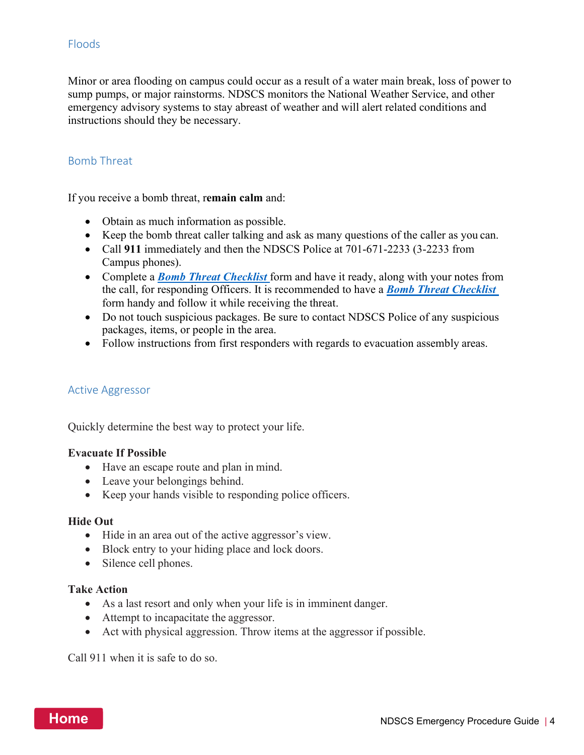## Floods

Minor or area flooding on campus could occur as a result of a water main break, loss of power to sump pumps, or major rainstorms. NDSCS monitors the National Weather Service, and other emergency advisory systems to stay abreast of weather and will alert related conditions and instructions should they be necessary.

## Bomb Threat

If you receive a bomb threat, **remain calm** and:

- Obtain as much information as possible.
- Keep the bomb threat caller talking and ask as many questions of the caller as you can.
- Call **911** immediately and then the NDSCS Police at 701-671-2233 (3-2233 from Campus phones).
- Complete a ***Bomb Threat Checklist*** form and have it ready, along with your notes from the call, for responding Officers. It is recommended to have a ***Bomb Threat Checklist*** form handy and follow it while receiving the threat.
- Do not touch suspicious packages. Be sure to contact NDSCS Police of any suspicious packages, items, or people in the area.
- Follow instructions from first responders with regards to evacuation assembly areas.

## Active Aggressor

Quickly determine the best way to protect your life.

**Evacuate If Possible**

- Have an escape route and plan in mind.
- Leave your belongings behind.
- Keep your hands visible to responding police officers.

**Hide Out**

- Hide in an area out of the active aggressor's view.
- Block entry to your hiding place and lock doors.
- Silence cell phones.

**Take Action**

- As a last resort and only when your life is in imminent danger.
- Attempt to incapacitate the aggressor.
- Act with physical aggression. Throw items at the aggressor if possible.

Call 911 when it is safe to do so.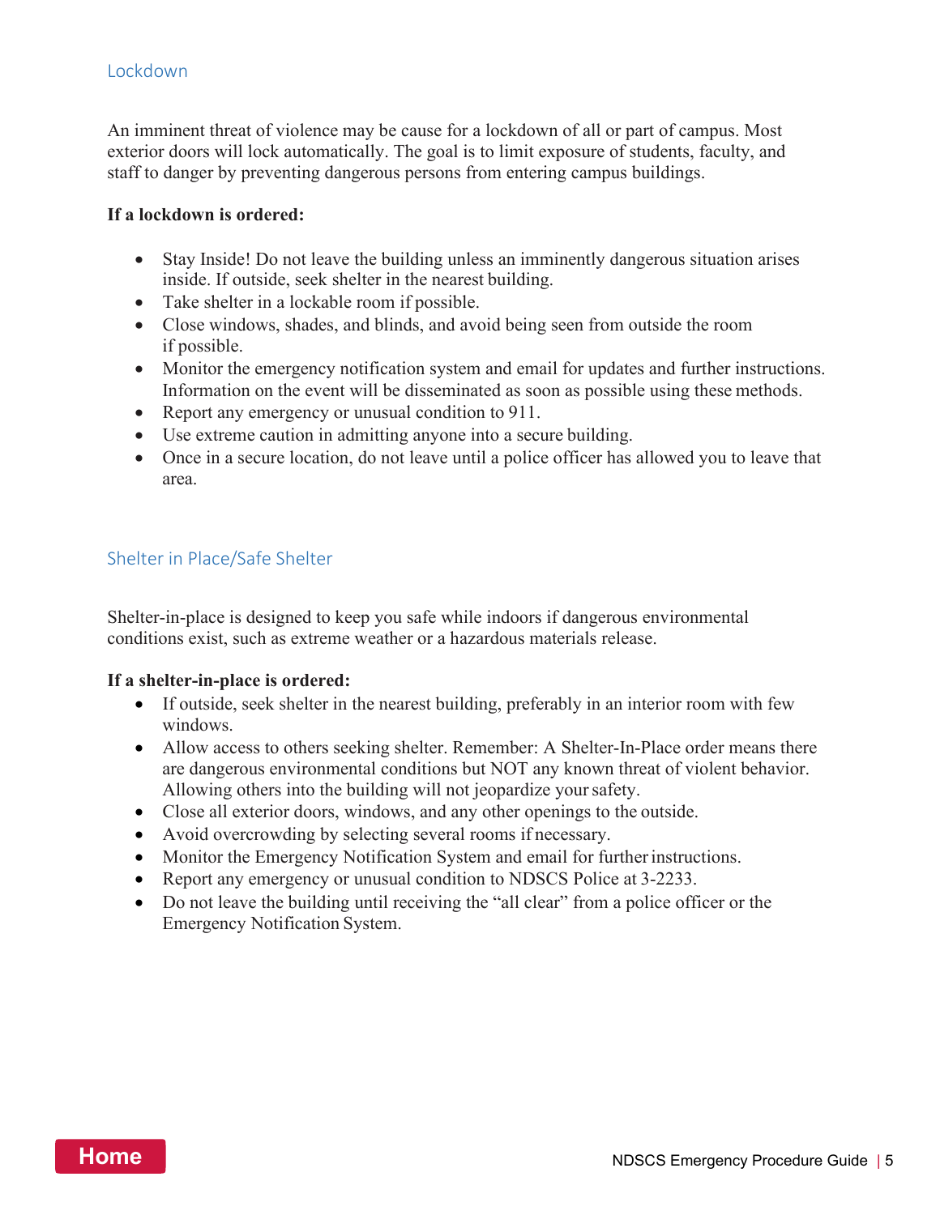## Lockdown

An imminent threat of violence may be cause for a lockdown of all or part of campus. Most exterior doors will lock automatically. The goal is to limit exposure of students, faculty, and staff to danger by preventing dangerous persons from entering campus buildings.

**If a lockdown is ordered:**

- Stay Inside! Do not leave the building unless an imminently dangerous situation arises inside. If outside, seek shelter in the nearest building.
- Take shelter in a lockable room if possible.
- Close windows, shades, and blinds, and avoid being seen from outside the room if possible.
- Monitor the emergency notification system and email for updates and further instructions. Information on the event will be disseminated as soon as possible using these methods.
- Report any emergency or unusual condition to 911.
- Use extreme caution in admitting anyone into a secure building.
- Once in a secure location, do not leave until a police officer has allowed you to leave that area.

## Shelter in Place/Safe Shelter

Shelter-in-place is designed to keep you safe while indoors if dangerous environmental conditions exist, such as extreme weather or a hazardous materials release.

**If a shelter-in-place is ordered:**

- If outside, seek shelter in the nearest building, preferably in an interior room with few windows.
- Allow access to others seeking shelter. Remember: A Shelter-In-Place order means there are dangerous environmental conditions but NOT any known threat of violent behavior. Allowing others into the building will not jeopardize your safety.
- Close all exterior doors, windows, and any other openings to the outside.
- Avoid overcrowding by selecting several rooms if necessary.
- Monitor the Emergency Notification System and email for further instructions.
- Report any emergency or unusual condition to NDSCS Police at 3-2233.
- Do not leave the building until receiving the "all clear" from a police officer or the Emergency Notification System.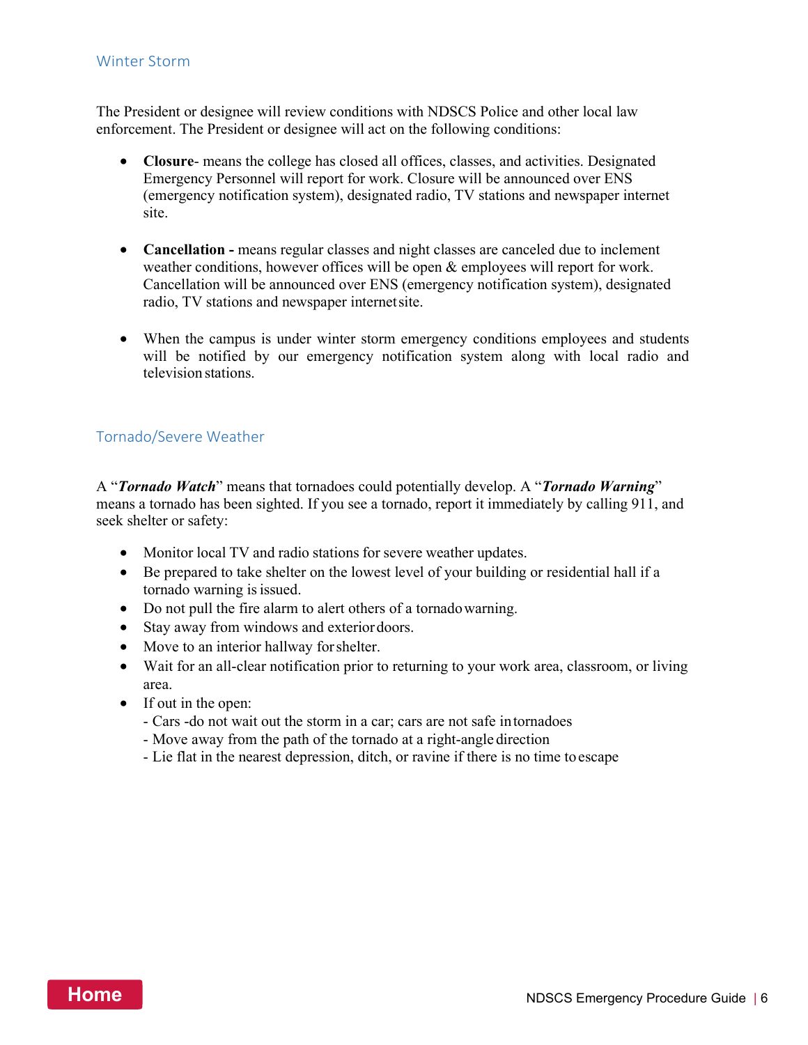## Winter Storm

The President or designee will review conditions with NDSCS Police and other local law enforcement. The President or designee will act on the following conditions:

- **Closure**- means the college has closed all offices, classes, and activities. Designated Emergency Personnel will report for work. Closure will be announced over ENS (emergency notification system), designated radio, TV stations and newspaper internet site.

- **Cancellation -** means regular classes and night classes are canceled due to inclement weather conditions, however offices will be open & employees will report for work. Cancellation will be announced over ENS (emergency notification system), designated radio, TV stations and newspaper internet site.

- When the campus is under winter storm emergency conditions employees and students will be notified by our emergency notification system along with local radio and television stations.

## Tornado/Severe Weather

A "***Tornado Watch***" means that tornadoes could potentially develop. A "***Tornado Warning***" means a tornado has been sighted. If you see a tornado, report it immediately by calling 911, and seek shelter or safety:

- Monitor local TV and radio stations for severe weather updates.
- Be prepared to take shelter on the lowest level of your building or residential hall if a tornado warning is issued.
- Do not pull the fire alarm to alert others of a tornado warning.
- Stay away from windows and exterior doors.
- Move to an interior hallway for shelter.
- Wait for an all-clear notification prior to returning to your work area, classroom, or living area.
- If out in the open:
  - Cars -do not wait out the storm in a car; cars are not safe in tornadoes
  - Move away from the path of the tornado at a right-angle direction
  - Lie flat in the nearest depression, ditch, or ravine if there is no time to escape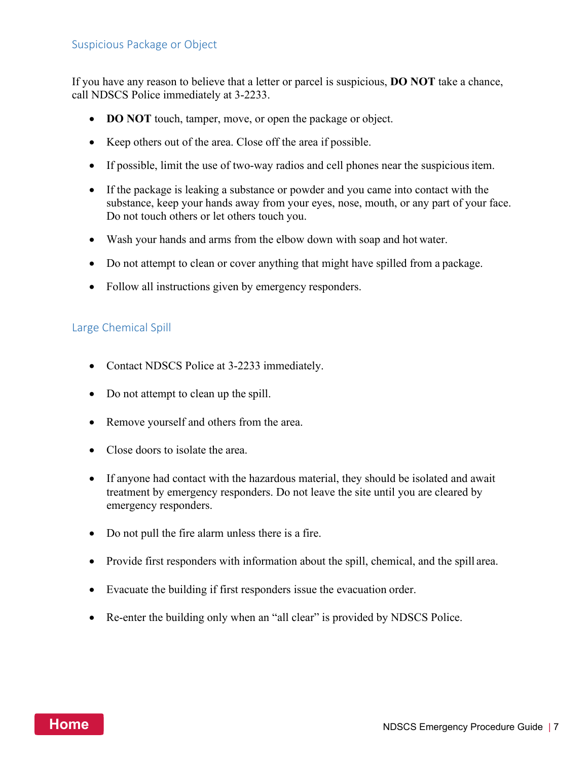## Suspicious Package or Object

If you have any reason to believe that a letter or parcel is suspicious, **DO NOT** take a chance, call NDSCS Police immediately at 3-2233.

- **DO NOT** touch, tamper, move, or open the package or object.
- Keep others out of the area. Close off the area if possible.
- If possible, limit the use of two-way radios and cell phones near the suspicious item.
- If the package is leaking a substance or powder and you came into contact with the substance, keep your hands away from your eyes, nose, mouth, or any part of your face. Do not touch others or let others touch you.
- Wash your hands and arms from the elbow down with soap and hot water.
- Do not attempt to clean or cover anything that might have spilled from a package.
- Follow all instructions given by emergency responders.

## Large Chemical Spill

- Contact NDSCS Police at 3-2233 immediately.
- Do not attempt to clean up the spill.
- Remove yourself and others from the area.
- Close doors to isolate the area.
- If anyone had contact with the hazardous material, they should be isolated and await treatment by emergency responders. Do not leave the site until you are cleared by emergency responders.
- Do not pull the fire alarm unless there is a fire.
- Provide first responders with information about the spill, chemical, and the spill area.
- Evacuate the building if first responders issue the evacuation order.
- Re-enter the building only when an "all clear" is provided by NDSCS Police.